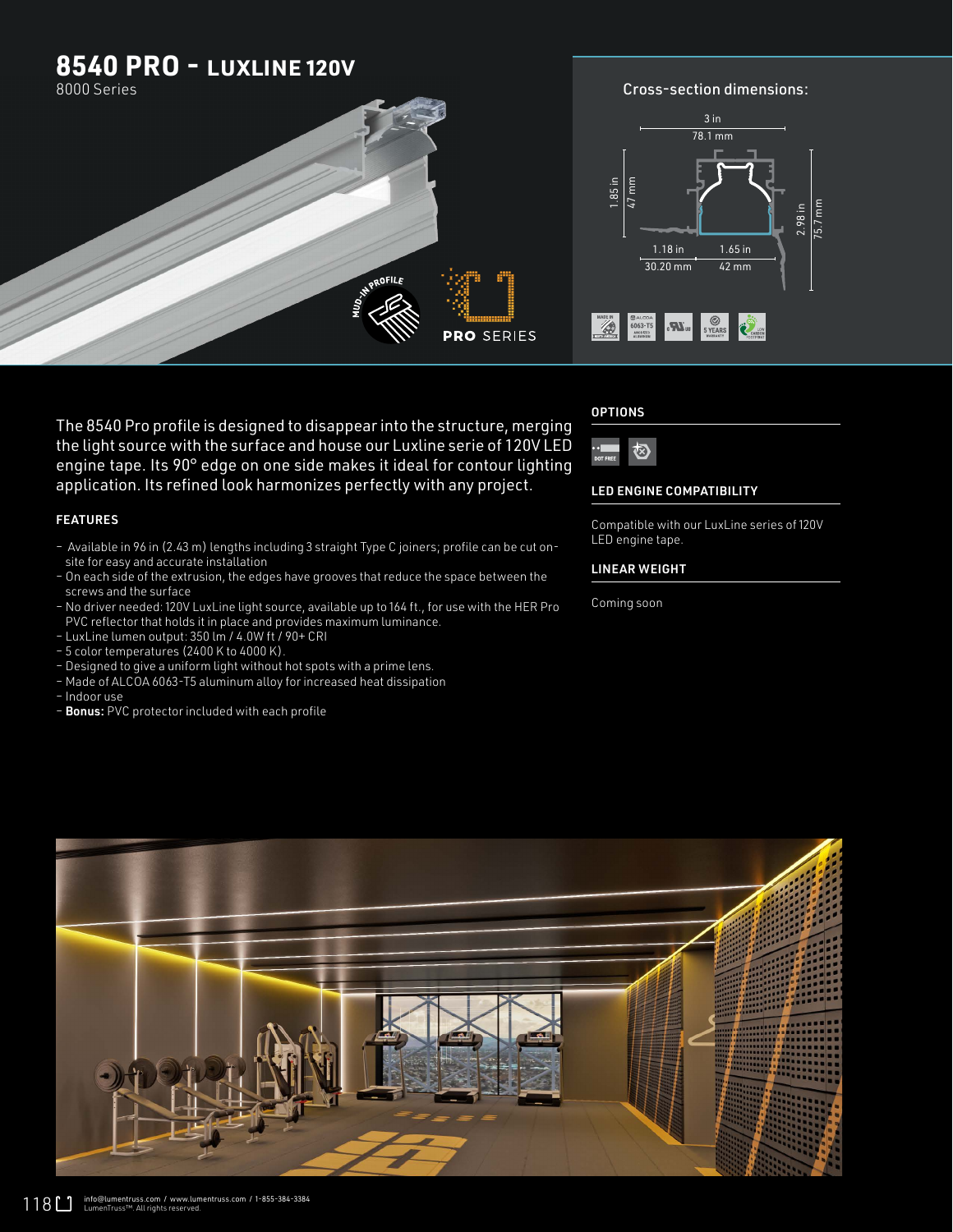# 8540 PRO - LUXLINE 120V

8000 Series

MUD-IN PROFILE

PRO SERIES

## Cross-section dimensions:

3 in
78.1 mm

1.85 in
47 mm

2.98 in
75.7 mm

1.18 in
30.20 mm

1.65 in
42 mm

The 8540 Pro profile is designed to disappear into the structure, merging the light source with the surface and house our Luxline serie of 120V LED engine tape. Its 90° edge on one side makes it ideal for contour lighting application. Its refined look harmonizes perfectly with any project.

### FEATURES

- Available in 96 in (2.43 m) lengths including 3 straight Type C joiners; profile can be cut on-site for easy and accurate installation
- On each side of the extrusion, the edges have grooves that reduce the space between the screws and the surface
- No driver needed: 120V LuxLine light source, available up to 164 ft., for use with the HER Pro PVC reflector that holds it in place and provides maximum luminance.
- LuxLine lumen output: 350 lm / 4.0W ft / 90+ CRI
- 5 color temperatures (2400 K to 4000 K).
- Designed to give a uniform light without hot spots with a prime lens.
- Made of ALCOA 6063-T5 aluminum alloy for increased heat dissipation
- Indoor use
- **Bonus:** PVC protector included with each profile

### OPTIONS

DOT FREE

### LED ENGINE COMPATIBILITY

Compatible with our LuxLine series of 120V LED engine tape.

### LINEAR WEIGHT

Coming soon

info@lumentruss.com / www.lumentruss.com / 1-855-384-3384
LumenTruss™. All rights reserved.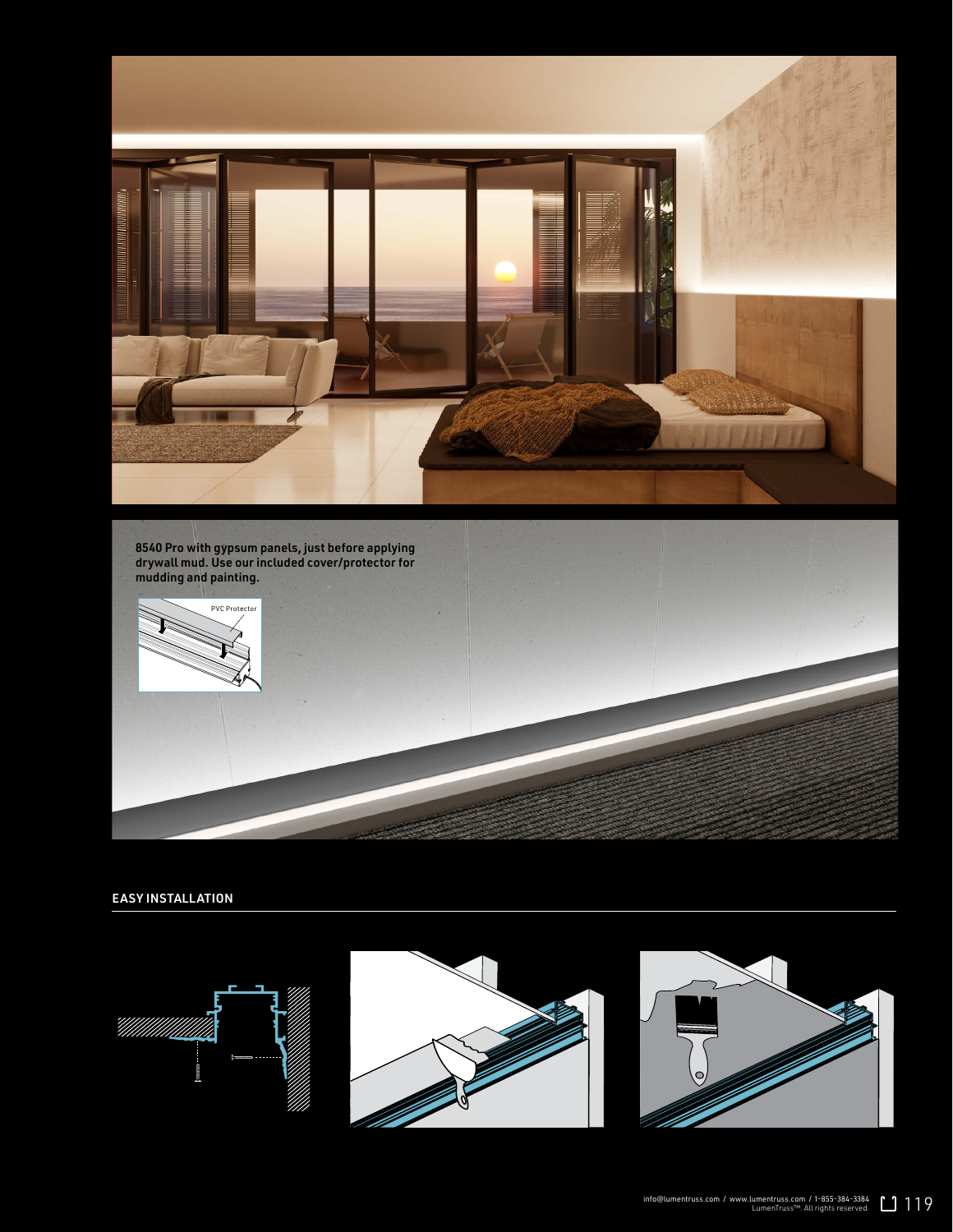8540 Pro with gypsum panels, just before applying drywall mud. Use our included cover/protector for mudding and painting.

PVC Protector

## EASY INSTALLATION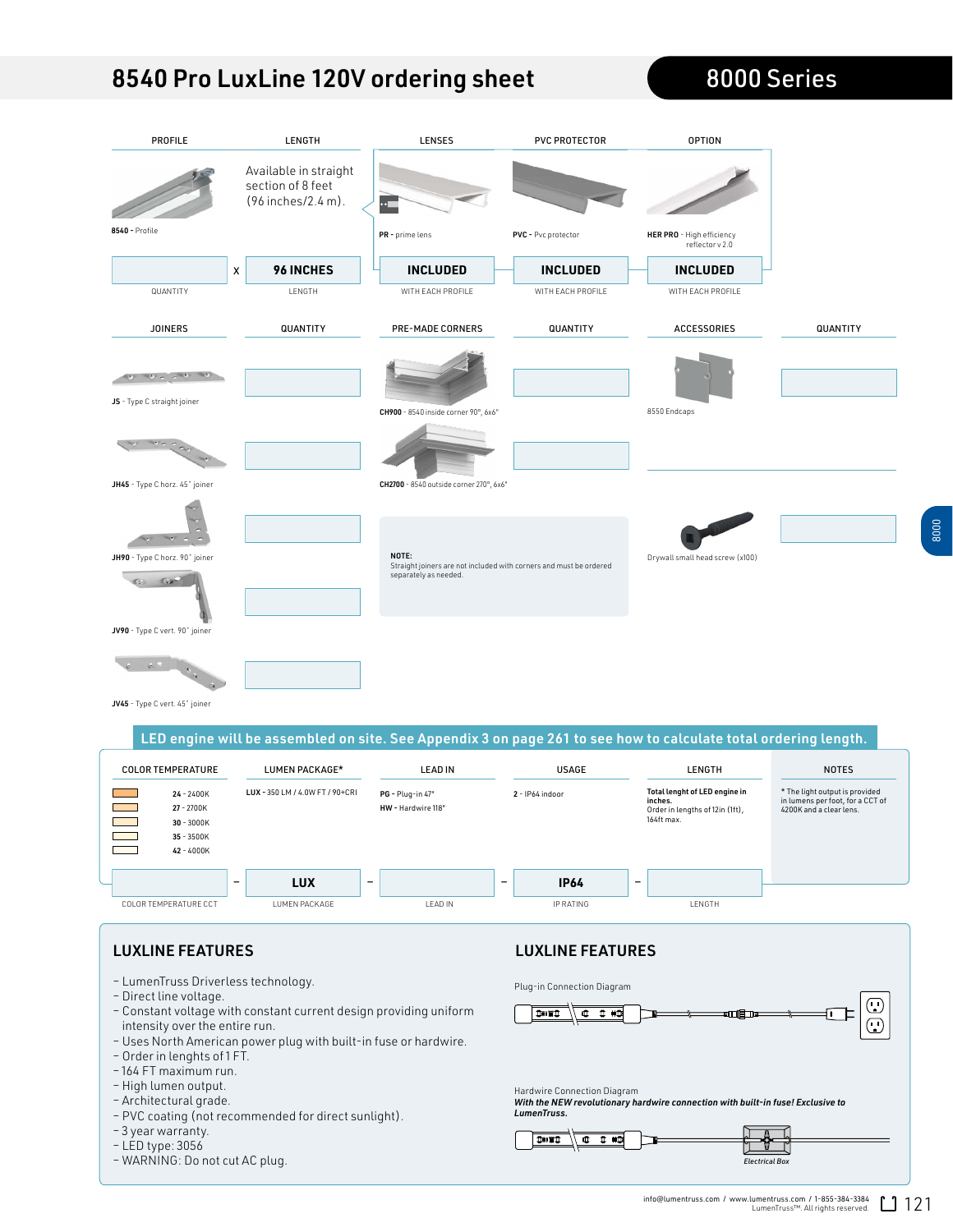# 8540 Pro LuxLine 120V ordering sheet

## 8000 Series

| PROFILE | LENGTH | LENSES | PVC PROTECTOR | OPTION |
|---|---|---|---|---|
| **8540 -** Profile | Available in straight section of 8 feet (96 inches/2.4 m). | **PR -** prime lens | **PVC -** Pvc protector | **HER PRO -** High efficiency reflector v 2.0 |
| QUANTITY | x **96 INCHES** LENGTH | **INCLUDED** WITH EACH PROFILE | **INCLUDED** WITH EACH PROFILE | **INCLUDED** WITH EACH PROFILE |

| JOINERS | QUANTITY | PRE-MADE CORNERS | QUANTITY | ACCESSORIES | QUANTITY |
|---|---|---|---|---|---|
| **JS** - Type C straight joiner | | **CH900** - 8540 inside corner 90°, 6x6" | | 8550 Endcaps | |
| **JH45** - Type C horz. 45° joiner | | **CH2700** - 8540 outside corner 270°, 6x6" | | | |
| **JH90** - Type C horz. 90° joiner | | | | Drywall small head screw (x100) | |
| **JV90** - Type C vert. 90° joiner | | | | | |
| **JV45** - Type C vert. 45° joiner | | | | | |

**NOTE:**
Straight joiners are not included with corners and must be ordered separately as needed.

**LED engine will be assembled on site. See Appendix 3 on page 261 to see how to calculate total ordering length.**

| COLOR TEMPERATURE | LUMEN PACKAGE* | LEAD IN | USAGE | LENGTH | NOTES |
|---|---|---|---|---|---|
| **24** - 2400K<br>**27** - 2700K<br>**30** - 3000K<br>**35** - 3500K<br>**42** - 4000K | **LUX** - 350 LM / 4.0W FT / 90+CRI | **PG** - Plug-in 47"<br>**HW** - Hardwire 118" | **2** - IP64 indoor | **Total lenght of LED engine in inches.**<br>Order in lengths of 12in (1ft), 164ft max. | * The light output is provided in lumens per foot, for a CCT of 4200K and a clear lens. |
| COLOR TEMPERATURE CCT | – **LUX** LUMEN PACKAGE | – LEAD IN | – **IP64** IP RATING | – LENGTH | |

## LUXLINE FEATURES

- LumenTruss Driverless technology.
- Direct line voltage.
- Constant voltage with constant current design providing uniform intensity over the entire run.
- Uses North American power plug with built-in fuse or hardwire.
- Order in lenghts of 1 FT.
- 164 FT maximum run.
- High lumen output.
- Architectural grade.
- PVC coating (not recommended for direct sunlight).
- 3 year warranty.
- LED type: 3056
- WARNING: Do not cut AC plug.

## LUXLINE FEATURES

Plug-in Connection Diagram

Hardwire Connection Diagram

***With the NEW revolutionary hardwire connection with built-in fuse! Exclusive to LumenTruss.***

*Electrical Box*

info@lumentruss.com / www.lumentruss.com / 1-855-384-3384
LumenTruss™. All rights reserved.